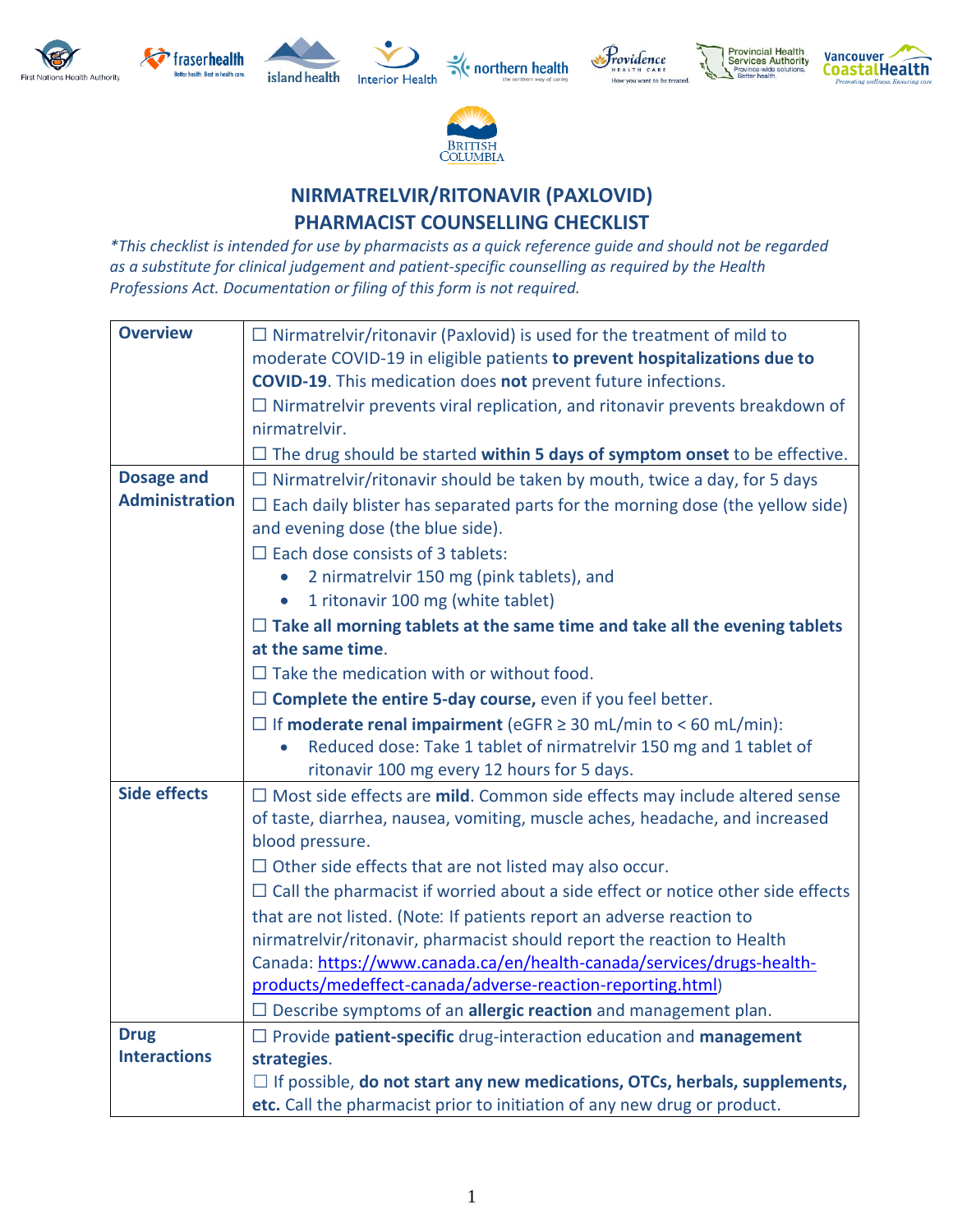# NIRMATRELVIR/RITONAVIR (PAXLOVID)
## PHARMACIST COUNSELLING CHECKLIST

**This checklist is intended for use by pharmacists as a quick reference guide and should not be regarded as a substitute for clinical judgement and patient-specific counselling as required by the Health Professions Act. Documentation or filing of this form is not required.*

| | |
|---|---|
| **Overview** | ☐ Nirmatrelvir/ritonavir (Paxlovid) is used for the treatment of mild to moderate COVID-19 in eligible patients **to prevent hospitalizations due to COVID-19**. This medication does **not** prevent future infections.<br>☐ Nirmatrelvir prevents viral replication, and ritonavir prevents breakdown of nirmatrelvir.<br>☐ The drug should be started **within 5 days of symptom onset** to be effective. |
| **Dosage and Administration** | ☐ Nirmatrelvir/ritonavir should be taken by mouth, twice a day, for 5 days<br>☐ Each daily blister has separated parts for the morning dose (the yellow side) and evening dose (the blue side).<br>☐ Each dose consists of 3 tablets:<br>• 2 nirmatrelvir 150 mg (pink tablets), and<br>• 1 ritonavir 100 mg (white tablet)<br>☐ **Take all morning tablets at the same time and take all the evening tablets at the same time**.<br>☐ Take the medication with or without food.<br>☐ **Complete the entire 5-day course,** even if you feel better.<br>☐ If **moderate renal impairment** (eGFR ≥ 30 mL/min to < 60 mL/min):<br>• Reduced dose: Take 1 tablet of nirmatrelvir 150 mg and 1 tablet of ritonavir 100 mg every 12 hours for 5 days. |
| **Side effects** | ☐ Most side effects are **mild**. Common side effects may include altered sense of taste, diarrhea, nausea, vomiting, muscle aches, headache, and increased blood pressure.<br>☐ Other side effects that are not listed may also occur.<br>☐ Call the pharmacist if worried about a side effect or notice other side effects that are not listed. (Note: If patients report an adverse reaction to nirmatrelvir/ritonavir, pharmacist should report the reaction to Health Canada: https://www.canada.ca/en/health-canada/services/drugs-health-products/medeffect-canada/adverse-reaction-reporting.html)<br>☐ Describe symptoms of an **allergic reaction** and management plan. |
| **Drug Interactions** | ☐ Provide **patient-specific** drug-interaction education and **management strategies**.<br>☐ If possible, **do not start any new medications, OTCs, herbals, supplements, etc.** Call the pharmacist prior to initiation of any new drug or product. |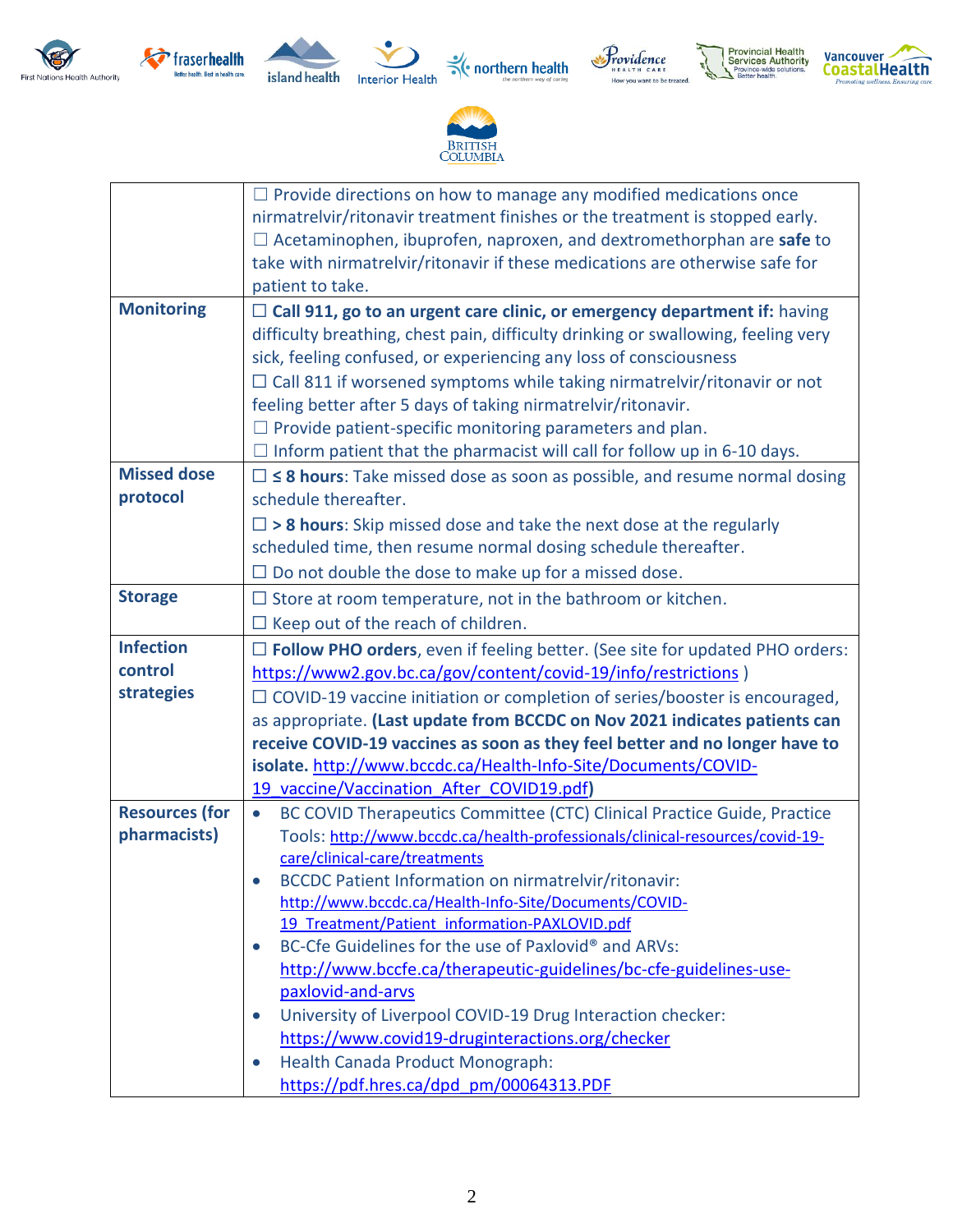| | |
|---|---|
| | ☐ Provide directions on how to manage any modified medications once nirmatrelvir/ritonavir treatment finishes or the treatment is stopped early.<br>☐ Acetaminophen, ibuprofen, naproxen, and dextromethorphan are **safe** to take with nirmatrelvir/ritonavir if these medications are otherwise safe for patient to take. |
| **Monitoring** | ☐ **Call 911, go to an urgent care clinic, or emergency department if:** having difficulty breathing, chest pain, difficulty drinking or swallowing, feeling very sick, feeling confused, or experiencing any loss of consciousness<br>☐ Call 811 if worsened symptoms while taking nirmatrelvir/ritonavir or not feeling better after 5 days of taking nirmatrelvir/ritonavir.<br>☐ Provide patient-specific monitoring parameters and plan.<br>☐ Inform patient that the pharmacist will call for follow up in 6-10 days. |
| **Missed dose protocol** | ☐ **≤ 8 hours**: Take missed dose as soon as possible, and resume normal dosing schedule thereafter.<br>☐ **> 8 hours**: Skip missed dose and take the next dose at the regularly scheduled time, then resume normal dosing schedule thereafter.<br>☐ Do not double the dose to make up for a missed dose. |
| **Storage** | ☐ Store at room temperature, not in the bathroom or kitchen.<br>☐ Keep out of the reach of children. |
| **Infection control strategies** | ☐ **Follow PHO orders**, even if feeling better. (See site for updated PHO orders: https://www2.gov.bc.ca/gov/content/covid-19/info/restrictions )<br>☐ COVID-19 vaccine initiation or completion of series/booster is encouraged, as appropriate. **(Last update from BCCDC on Nov 2021 indicates patients can receive COVID-19 vaccines as soon as they feel better and no longer have to isolate.** http://www.bccdc.ca/Health-Info-Site/Documents/COVID-19_vaccine/Vaccination_After_COVID19.pdf**)** |
| **Resources (for pharmacists)** | • BC COVID Therapeutics Committee (CTC) Clinical Practice Guide, Practice Tools: http://www.bccdc.ca/health-professionals/clinical-resources/covid-19-care/clinical-care/treatments<br>• BCCDC Patient Information on nirmatrelvir/ritonavir: http://www.bccdc.ca/Health-Info-Site/Documents/COVID-19_Treatment/Patient_information-PAXLOVID.pdf<br>• BC-Cfe Guidelines for the use of Paxlovid® and ARVs: http://www.bccfe.ca/therapeutic-guidelines/bc-cfe-guidelines-use-paxlovid-and-arvs<br>• University of Liverpool COVID-19 Drug Interaction checker: https://www.covid19-druginteractions.org/checker<br>• Health Canada Product Monograph: https://pdf.hres.ca/dpd_pm/00064313.PDF |